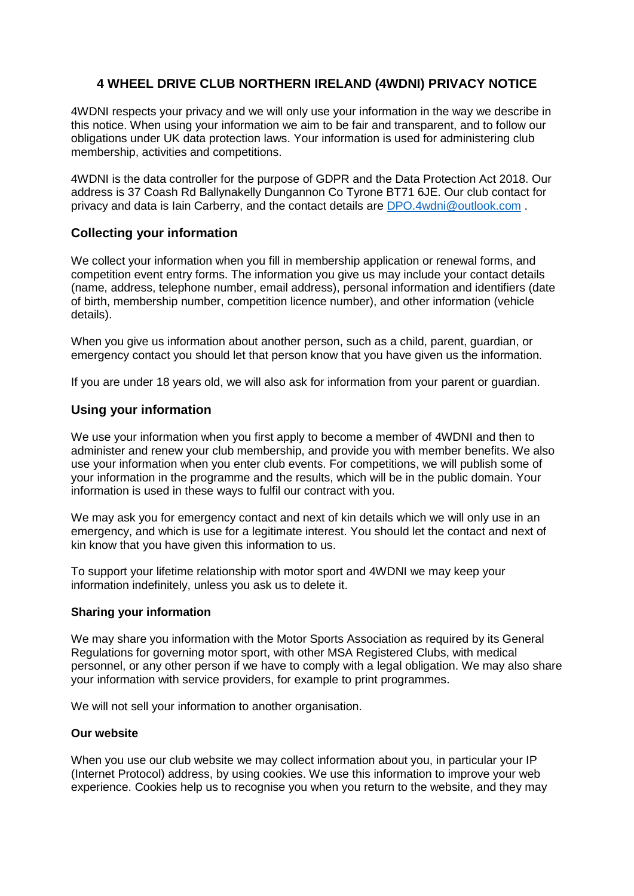# 4 WHEEL DRIVE CLUB NORTHERN IRELAND (4WDNI) PRIVACY NOTICE

4WDNI respects your privacy and we will only use your information in the way we describe in this notice. When using your information we aim to be fair and transparent, and to follow our obligations under UK data protection laws. Your information is used for administering club membership, activities and competitions.

4WDNI is the data controller for the purpose of GDPR and the Data Protection Act 2018. Our address is 37 Coash Rd Ballynakelly Dungannon Co Tyrone BT71 6JE. Our club contact for privacy and data is Iain Carberry, and the contact details are DPO.4wdni@outlook.com .

## Collecting your information

We collect your information when you fill in membership application or renewal forms, and competition event entry forms. The information you give us may include your contact details (name, address, telephone number, email address), personal information and identifiers (date of birth, membership number, competition licence number), and other information (vehicle details).

When you give us information about another person, such as a child, parent, guardian, or emergency contact you should let that person know that you have given us the information.

If you are under 18 years old, we will also ask for information from your parent or guardian.

## Using your information

We use your information when you first apply to become a member of 4WDNI and then to administer and renew your club membership, and provide you with member benefits. We also use your information when you enter club events. For competitions, we will publish some of your information in the programme and the results, which will be in the public domain. Your information is used in these ways to fulfil our contract with you.

We may ask you for emergency contact and next of kin details which we will only use in an emergency, and which is use for a legitimate interest. You should let the contact and next of kin know that you have given this information to us.

To support your lifetime relationship with motor sport and 4WDNI we may keep your information indefinitely, unless you ask us to delete it.

### Sharing your information

We may share you information with the Motor Sports Association as required by its General Regulations for governing motor sport, with other MSA Registered Clubs, with medical personnel, or any other person if we have to comply with a legal obligation. We may also share your information with service providers, for example to print programmes.

We will not sell your information to another organisation.

### Our website

When you use our club website we may collect information about you, in particular your IP (Internet Protocol) address, by using cookies. We use this information to improve your web experience. Cookies help us to recognise you when you return to the website, and they may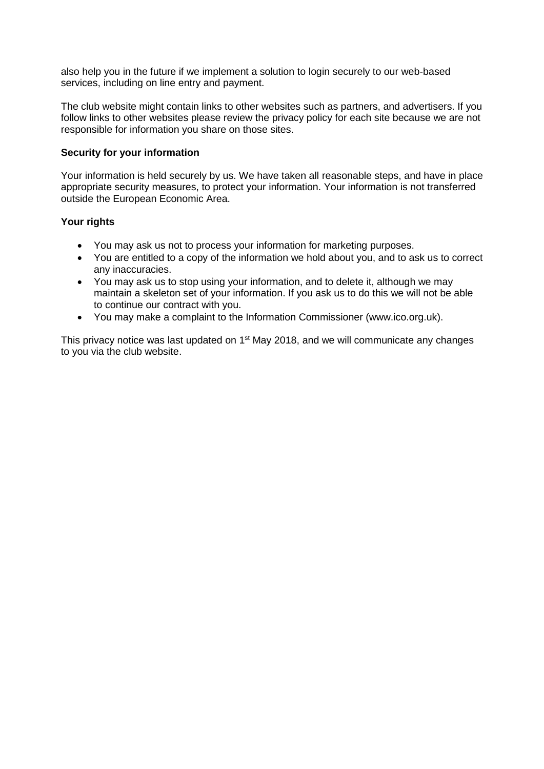also help you in the future if we implement a solution to login securely to our web-based services, including on line entry and payment.

The club website might contain links to other websites such as partners, and advertisers. If you follow links to other websites please review the privacy policy for each site because we are not responsible for information you share on those sites.

**Security for your information**

Your information is held securely by us. We have taken all reasonable steps, and have in place appropriate security measures, to protect your information. Your information is not transferred outside the European Economic Area.

**Your rights**

- You may ask us not to process your information for marketing purposes.
- You are entitled to a copy of the information we hold about you, and to ask us to correct any inaccuracies.
- You may ask us to stop using your information, and to delete it, although we may maintain a skeleton set of your information. If you ask us to do this we will not be able to continue our contract with you.
- You may make a complaint to the Information Commissioner (www.ico.org.uk).

This privacy notice was last updated on 1st May 2018, and we will communicate any changes to you via the club website.